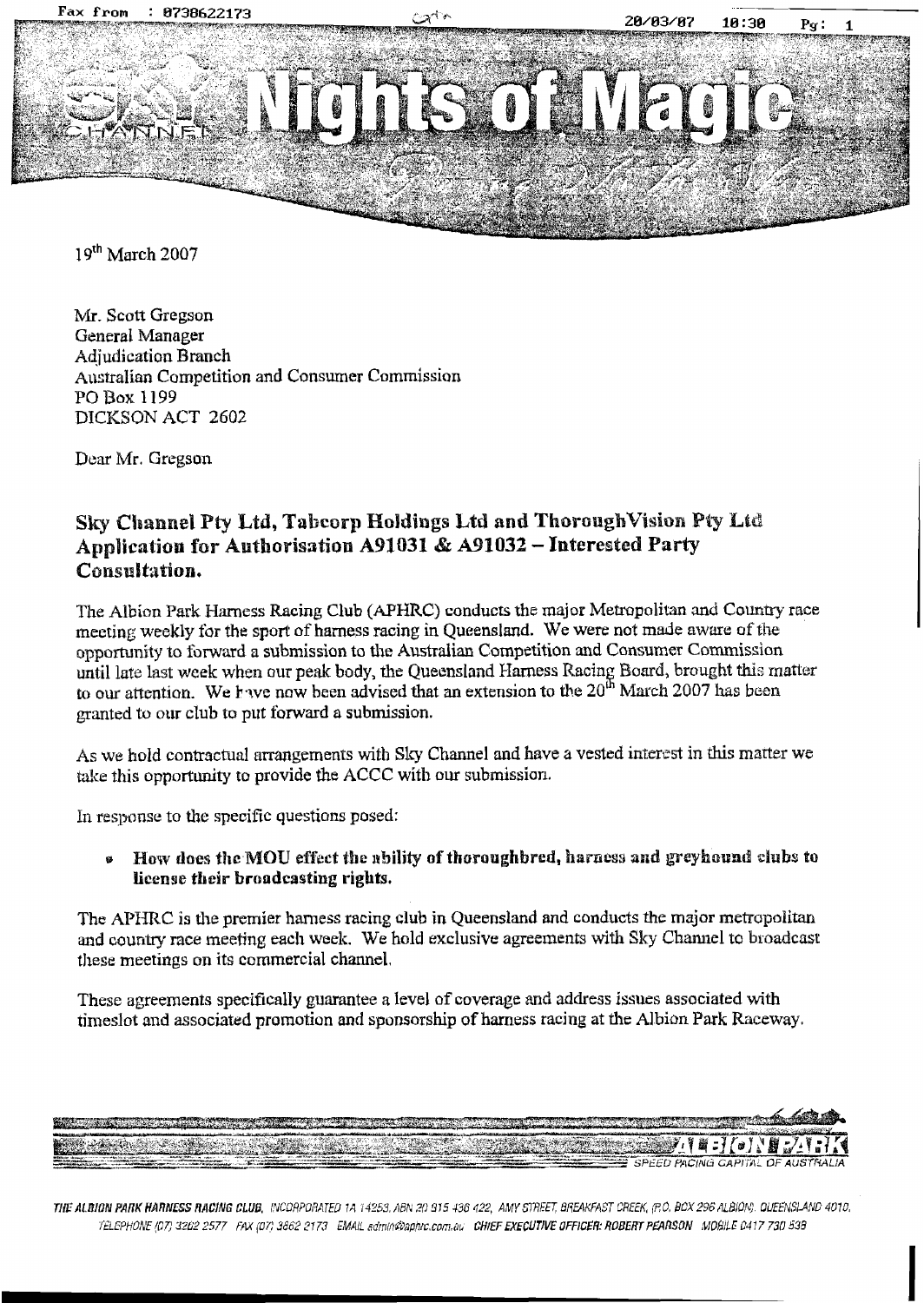19th March 2007

Mr. Scott Gregson
General Manager
Adjudication Branch
Australian Competition and Consumer Commission
PO Box 1199
DICKSON ACT 2602

Dear Mr. Gregson

## Sky Channel Pty Ltd, Tabcorp Holdings Ltd and ThoroughVision Pty Ltd Application for Authorisation A91031 & A91032 – Interested Party Consultation.

The Albion Park Harness Racing Club (APHRC) conducts the major Metropolitan and Country race meeting weekly for the sport of harness racing in Queensland. We were not made aware of the opportunity to forward a submission to the Australian Competition and Consumer Commission until late last week when our peak body, the Queensland Harness Racing Board, brought this matter to our attention. We have now been advised that an extension to the 20th March 2007 has been granted to our club to put forward a submission.

As we hold contractual arrangements with Sky Channel and have a vested interest in this matter we take this opportunity to provide the ACCC with our submission.

In response to the specific questions posed:

- **How does the MOU effect the ability of thoroughbred, harness and greyhound clubs to license their broadcasting rights.**

The APHRC is the premier harness racing club in Queensland and conducts the major metropolitan and country race meeting each week. We hold exclusive agreements with Sky Channel to broadcast these meetings on its commercial channel.

These agreements specifically guarantee a level of coverage and address issues associated with timeslot and associated promotion and sponsorship of harness racing at the Albion Park Raceway.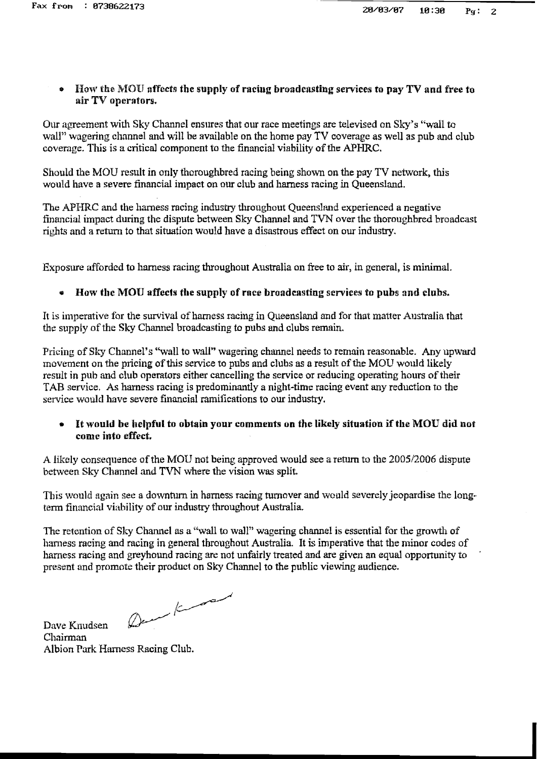- **How the MOU affects the supply of racing broadcasting services to pay TV and free to air TV operators.**

Our agreement with Sky Channel ensures that our race meetings are televised on Sky's "wall to wall" wagering channel and will be available on the home pay TV coverage as well as pub and club coverage. This is a critical component to the financial viability of the APHRC.

Should the MOU result in only thoroughbred racing being shown on the pay TV network, this would have a severe financial impact on our club and harness racing in Queensland.

The APHRC and the harness racing industry throughout Queensland experienced a negative financial impact during the dispute between Sky Channel and TVN over the thoroughbred broadcast rights and a return to that situation would have a disastrous effect on our industry.

Exposure afforded to harness racing throughout Australia on free to air, in general, is minimal.

- **How the MOU affects the supply of race broadcasting services to pubs and clubs.**

It is imperative for the survival of harness racing in Queensland and for that matter Australia that the supply of the Sky Channel broadcasting to pubs and clubs remain.

Pricing of Sky Channel's "wall to wall" wagering channel needs to remain reasonable. Any upward movement on the pricing of this service to pubs and clubs as a result of the MOU would likely result in pub and club operators either cancelling the service or reducing operating hours of their TAB service. As harness racing is predominantly a night-time racing event any reduction to the service would have severe financial ramifications to our industry.

- **It would be helpful to obtain your comments on the likely situation if the MOU did not come into effect.**

A likely consequence of the MOU not being approved would see a return to the 2005/2006 dispute between Sky Channel and TVN where the vision was split.

This would again see a downturn in harness racing turnover and would severely jeopardise the long-term financial viability of our industry throughout Australia.

The retention of Sky Channel as a "wall to wall" wagering channel is essential for the growth of harness racing and racing in general throughout Australia. It is imperative that the minor codes of harness racing and greyhound racing are not unfairly treated and are given an equal opportunity to present and promote their product on Sky Channel to the public viewing audience.

Dave Knudsen
Chairman
Albion Park Harness Racing Club.